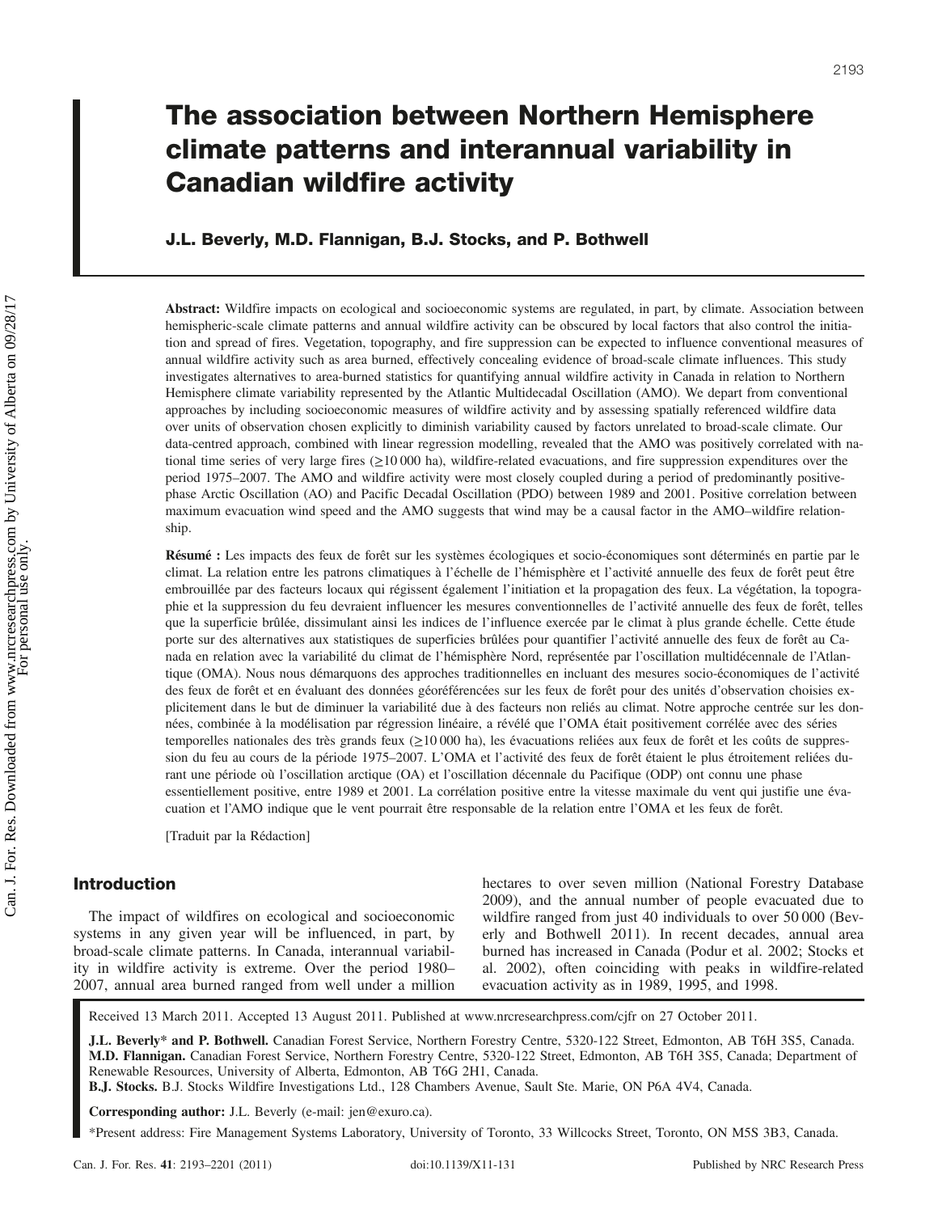# The association between Northern Hemisphere climate patterns and interannual variability in Canadian wildfire activity

**J.L. Beverly, M.D. Flannigan, B.J. Stocks, and P. Bothwell**

**Abstract:** Wildfire impacts on ecological and socioeconomic systems are regulated, in part, by climate. Association between hemispheric-scale climate patterns and annual wildfire activity can be obscured by local factors that also control the initiation and spread of fires. Vegetation, topography, and fire suppression can be expected to influence conventional measures of annual wildfire activity such as area burned, effectively concealing evidence of broad-scale climate influences. This study investigates alternatives to area-burned statistics for quantifying annual wildfire activity in Canada in relation to Northern Hemisphere climate variability represented by the Atlantic Multidecadal Oscillation (AMO). We depart from conventional approaches by including socioeconomic measures of wildfire activity and by assessing spatially referenced wildfire data over units of observation chosen explicitly to diminish variability caused by factors unrelated to broad-scale climate. Our data-centred approach, combined with linear regression modelling, revealed that the AMO was positively correlated with national time series of very large fires (≥10 000 ha), wildfire-related evacuations, and fire suppression expenditures over the period 1975–2007. The AMO and wildfire activity were most closely coupled during a period of predominantly positive-phase Arctic Oscillation (AO) and Pacific Decadal Oscillation (PDO) between 1989 and 2001. Positive correlation between maximum evacuation wind speed and the AMO suggests that wind may be a causal factor in the AMO–wildfire relationship.

**Résumé :** Les impacts des feux de forêt sur les systèmes écologiques et socio-économiques sont déterminés en partie par le climat. La relation entre les patrons climatiques à l'échelle de l'hémisphère et l'activité annuelle des feux de forêt peut être embrouillée par des facteurs locaux qui régissent également l'initiation et la propagation des feux. La végétation, la topographie et la suppression du feu devraient influencer les mesures conventionnelles de l'activité annuelle des feux de forêt, telles que la superficie brûlée, dissimulant ainsi les indices de l'influence exercée par le climat à plus grande échelle. Cette étude porte sur des alternatives aux statistiques de superficies brûlées pour quantifier l'activité annuelle des feux de forêt au Canada en relation avec la variabilité du climat de l'hémisphère Nord, représentée par l'oscillation multidécennale de l'Atlantique (OMA). Nous nous démarquons des approches traditionnelles en incluant des mesures socio-économiques de l'activité des feux de forêt et en évaluant des données géoréférencées sur les feux de forêt pour des unités d'observation choisies explicitement dans le but de diminuer la variabilité due à des facteurs non reliés au climat. Notre approche centrée sur les données, combinée à la modélisation par régression linéaire, a révélé que l'OMA était positivement corrélée avec des séries temporelles nationales des très grands feux (≥10 000 ha), les évacuations reliées aux feux de forêt et les coûts de suppression du feu au cours de la période 1975–2007. L'OMA et l'activité des feux de forêt étaient le plus étroitement reliées durant une période où l'oscillation arctique (OA) et l'oscillation décennale du Pacifique (ODP) ont connu une phase essentiellement positive, entre 1989 et 2001. La corrélation positive entre la vitesse maximale du vent qui justifie une évacuation et l'AMO indique que le vent pourrait être responsable de la relation entre l'OMA et les feux de forêt.

[Traduit par la Rédaction]

## Introduction

The impact of wildfires on ecological and socioeconomic systems in any given year will be influenced, in part, by broad-scale climate patterns. In Canada, interannual variability in wildfire activity is extreme. Over the period 1980–2007, annual area burned ranged from well under a million hectares to over seven million (National Forestry Database 2009), and the annual number of people evacuated due to wildfire ranged from just 40 individuals to over 50 000 (Beverly and Bothwell 2011). In recent decades, annual area burned has increased in Canada (Podur et al. 2002; Stocks et al. 2002), often coinciding with peaks in wildfire-related evacuation activity as in 1989, 1995, and 1998.

Received 13 March 2011. Accepted 13 August 2011. Published at www.nrcresearchpress.com/cjfr on 27 October 2011.

**J.L. Beverly\* and P. Bothwell.** Canadian Forest Service, Northern Forestry Centre, 5320-122 Street, Edmonton, AB T6H 3S5, Canada.
**M.D. Flannigan.** Canadian Forest Service, Northern Forestry Centre, 5320-122 Street, Edmonton, AB T6H 3S5, Canada; Department of Renewable Resources, University of Alberta, Edmonton, AB T6G 2H1, Canada.
**B.J. Stocks.** B.J. Stocks Wildfire Investigations Ltd., 128 Chambers Avenue, Sault Ste. Marie, ON P6A 4V4, Canada.

**Corresponding author:** J.L. Beverly (e-mail: jen@exuro.ca).

\*Present address: Fire Management Systems Laboratory, University of Toronto, 33 Willcocks Street, Toronto, ON M5S 3B3, Canada.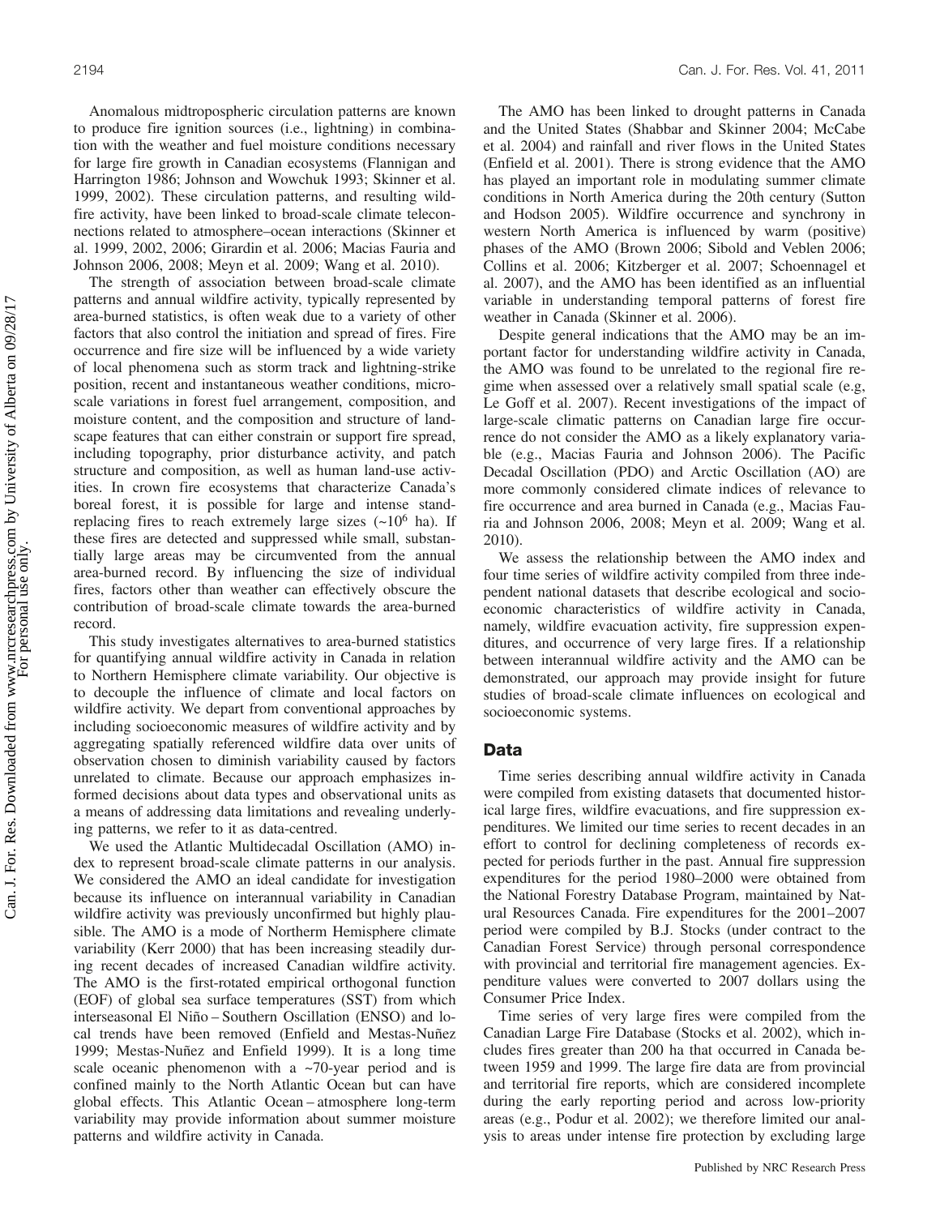Anomalous midtropospheric circulation patterns are known to produce fire ignition sources (i.e., lightning) in combination with the weather and fuel moisture conditions necessary for large fire growth in Canadian ecosystems (Flannigan and Harrington 1986; Johnson and Wowchuk 1993; Skinner et al. 1999, 2002). These circulation patterns, and resulting wildfire activity, have been linked to broad-scale climate teleconnections related to atmosphere–ocean interactions (Skinner et al. 1999, 2002, 2006; Girardin et al. 2006; Macias Fauria and Johnson 2006, 2008; Meyn et al. 2009; Wang et al. 2010).

The strength of association between broad-scale climate patterns and annual wildfire activity, typically represented by area-burned statistics, is often weak due to a variety of other factors that also control the initiation and spread of fires. Fire occurrence and fire size will be influenced by a wide variety of local phenomena such as storm track and lightning-strike position, recent and instantaneous weather conditions, microscale variations in forest fuel arrangement, composition, and moisture content, and the composition and structure of landscape features that can either constrain or support fire spread, including topography, prior disturbance activity, and patch structure and composition, as well as human land-use activities. In crown fire ecosystems that characterize Canada's boreal forest, it is possible for large and intense stand-replacing fires to reach extremely large sizes (~$10^6$ ha). If these fires are detected and suppressed while small, substantially large areas may be circumvented from the annual area-burned record. By influencing the size of individual fires, factors other than weather can effectively obscure the contribution of broad-scale climate towards the area-burned record.

This study investigates alternatives to area-burned statistics for quantifying annual wildfire activity in Canada in relation to Northern Hemisphere climate variability. Our objective is to decouple the influence of climate and local factors on wildfire activity. We depart from conventional approaches by including socioeconomic measures of wildfire activity and by aggregating spatially referenced wildfire data over units of observation chosen to diminish variability caused by factors unrelated to climate. Because our approach emphasizes informed decisions about data types and observational units as a means of addressing data limitations and revealing underlying patterns, we refer to it as data-centred.

We used the Atlantic Multidecadal Oscillation (AMO) index to represent broad-scale climate patterns in our analysis. We considered the AMO an ideal candidate for investigation because its influence on interannual variability in Canadian wildfire activity was previously unconfirmed but highly plausible. The AMO is a mode of Northerm Hemisphere climate variability (Kerr 2000) that has been increasing steadily during recent decades of increased Canadian wildfire activity. The AMO is the first-rotated empirical orthogonal function (EOF) of global sea surface temperatures (SST) from which interseasonal El Niño – Southern Oscillation (ENSO) and local trends have been removed (Enfield and Mestas-Nuñez 1999; Mestas-Nuñez and Enfield 1999). It is a long time scale oceanic phenomenon with a ~70-year period and is confined mainly to the North Atlantic Ocean but can have global effects. This Atlantic Ocean – atmosphere long-term variability may provide information about summer moisture patterns and wildfire activity in Canada.

The AMO has been linked to drought patterns in Canada and the United States (Shabbar and Skinner 2004; McCabe et al. 2004) and rainfall and river flows in the United States (Enfield et al. 2001). There is strong evidence that the AMO has played an important role in modulating summer climate conditions in North America during the 20th century (Sutton and Hodson 2005). Wildfire occurrence and synchrony in western North America is influenced by warm (positive) phases of the AMO (Brown 2006; Sibold and Veblen 2006; Collins et al. 2006; Kitzberger et al. 2007; Schoennagel et al. 2007), and the AMO has been identified as an influential variable in understanding temporal patterns of forest fire weather in Canada (Skinner et al. 2006).

Despite general indications that the AMO may be an important factor for understanding wildfire activity in Canada, the AMO was found to be unrelated to the regional fire regime when assessed over a relatively small spatial scale (e.g, Le Goff et al. 2007). Recent investigations of the impact of large-scale climatic patterns on Canadian large fire occurrence do not consider the AMO as a likely explanatory variable (e.g., Macias Fauria and Johnson 2006). The Pacific Decadal Oscillation (PDO) and Arctic Oscillation (AO) are more commonly considered climate indices of relevance to fire occurrence and area burned in Canada (e.g., Macias Fauria and Johnson 2006, 2008; Meyn et al. 2009; Wang et al. 2010).

We assess the relationship between the AMO index and four time series of wildfire activity compiled from three independent national datasets that describe ecological and socioeconomic characteristics of wildfire activity in Canada, namely, wildfire evacuation activity, fire suppression expenditures, and occurrence of very large fires. If a relationship between interannual wildfire activity and the AMO can be demonstrated, our approach may provide insight for future studies of broad-scale climate influences on ecological and socioeconomic systems.

## Data

Time series describing annual wildfire activity in Canada were compiled from existing datasets that documented historical large fires, wildfire evacuations, and fire suppression expenditures. We limited our time series to recent decades in an effort to control for declining completeness of records expected for periods further in the past. Annual fire suppression expenditures for the period 1980–2000 were obtained from the National Forestry Database Program, maintained by Natural Resources Canada. Fire expenditures for the 2001–2007 period were compiled by B.J. Stocks (under contract to the Canadian Forest Service) through personal correspondence with provincial and territorial fire management agencies. Expenditure values were converted to 2007 dollars using the Consumer Price Index.

Time series of very large fires were compiled from the Canadian Large Fire Database (Stocks et al. 2002), which includes fires greater than 200 ha that occurred in Canada between 1959 and 1999. The large fire data are from provincial and territorial fire reports, which are considered incomplete during the early reporting period and across low-priority areas (e.g., Podur et al. 2002); we therefore limited our analysis to areas under intense fire protection by excluding large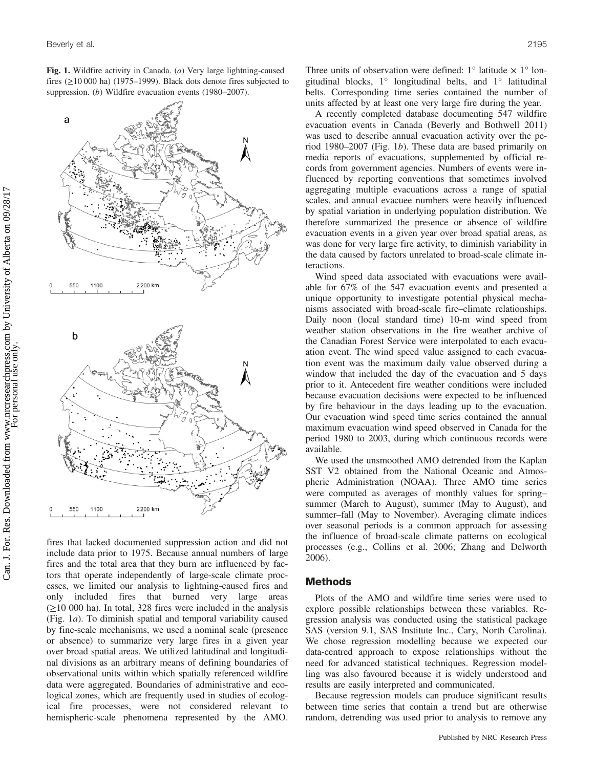**Fig. 1.** Wildfire activity in Canada. (*a*) Very large lightning-caused fires (≥10 000 ha) (1975–1999). Black dots denote fires subjected to suppression. (*b*) Wildfire evacuation events (1980–2007).

fires that lacked documented suppression action and did not include data prior to 1975. Because annual numbers of large fires and the total area that they burn are influenced by factors that operate independently of large-scale climate processes, we limited our analysis to lightning-caused fires and only included fires that burned very large areas (≥10 000 ha). In total, 328 fires were included in the analysis (Fig. 1*a*). To diminish spatial and temporal variability caused by fine-scale mechanisms, we used a nominal scale (presence or absence) to summarize very large fires in a given year over broad spatial areas. We utilized latitudinal and longitudinal divisions as an arbitrary means of defining boundaries of observational units within which spatially referenced wildfire data were aggregated. Boundaries of administrative and ecological zones, which are frequently used in studies of ecological fire processes, were not considered relevant to hemispheric-scale phenomena represented by the AMO. Three units of observation were defined: 1° latitude × 1° longitudinal blocks, 1° longitudinal belts, and 1° latitudinal belts. Corresponding time series contained the number of units affected by at least one very large fire during the year.

A recently completed database documenting 547 wildfire evacuation events in Canada (Beverly and Bothwell 2011) was used to describe annual evacuation activity over the period 1980–2007 (Fig. 1*b*). These data are based primarily on media reports of evacuations, supplemented by official records from government agencies. Numbers of events were influenced by reporting conventions that sometimes involved aggregating multiple evacuations across a range of spatial scales, and annual evacuee numbers were heavily influenced by spatial variation in underlying population distribution. We therefore summarized the presence or absence of wildfire evacuation events in a given year over broad spatial areas, as was done for very large fire activity, to diminish variability in the data caused by factors unrelated to broad-scale climate interactions.

Wind speed data associated with evacuations were available for 67% of the 547 evacuation events and presented a unique opportunity to investigate potential physical mechanisms associated with broad-scale fire–climate relationships. Daily noon (local standard time) 10-m wind speed from weather station observations in the fire weather archive of the Canadian Forest Service were interpolated to each evacuation event. The wind speed value assigned to each evacuation event was the maximum daily value observed during a window that included the day of the evacuation and 5 days prior to it. Antecedent fire weather conditions were included because evacuation decisions were expected to be influenced by fire behaviour in the days leading up to the evacuation. Our evacuation wind speed time series contained the annual maximum evacuation wind speed observed in Canada for the period 1980 to 2003, during which continuous records were available.

We used the unsmoothed AMO detrended from the Kaplan SST V2 obtained from the National Oceanic and Atmospheric Administration (NOAA). Three AMO time series were computed as averages of monthly values for spring–summer (March to August), summer (May to August), and summer–fall (May to November). Averaging climate indices over seasonal periods is a common approach for assessing the influence of broad-scale climate patterns on ecological processes (e.g., Collins et al. 2006; Zhang and Delworth 2006).

## Methods

Plots of the AMO and wildfire time series were used to explore possible relationships between these variables. Regression analysis was conducted using the statistical package SAS (version 9.1, SAS Institute Inc., Cary, North Carolina). We chose regression modelling because we expected our data-centred approach to expose relationships without the need for advanced statistical techniques. Regression modelling was also favoured because it is widely understood and results are easily interpreted and communicated.

Because regression models can produce significant results between time series that contain a trend but are otherwise random, detrending was used prior to analysis to remove any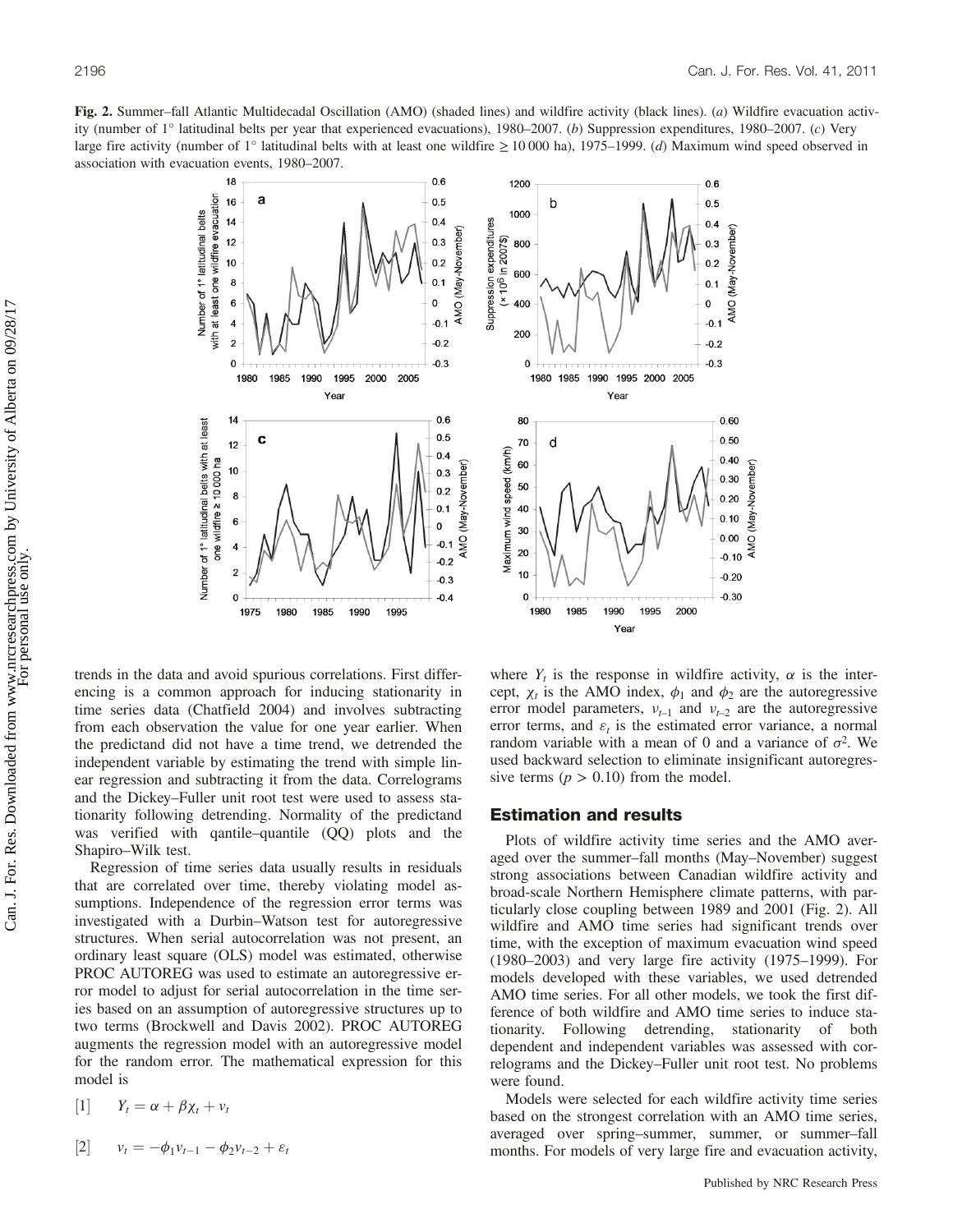**Fig. 2.** Summer–fall Atlantic Multidecadal Oscillation (AMO) (shaded lines) and wildfire activity (black lines). (*a*) Wildfire evacuation activity (number of 1° latitudinal belts per year that experienced evacuations), 1980–2007. (*b*) Suppression expenditures, 1980–2007. (*c*) Very large fire activity (number of 1° latitudinal belts with at least one wildfire ≥ 10 000 ha), 1975–1999. (*d*) Maximum wind speed observed in association with evacuation events, 1980–2007.

trends in the data and avoid spurious correlations. First differencing is a common approach for inducing stationarity in time series data (Chatfield 2004) and involves subtracting from each observation the value for one year earlier. When the predictand did not have a time trend, we detrended the independent variable by estimating the trend with simple linear regression and subtracting it from the data. Correlograms and the Dickey–Fuller unit root test were used to assess stationarity following detrending. Normality of the predictand was verified with qantile–quantile (QQ) plots and the Shapiro–Wilk test.

Regression of time series data usually results in residuals that are correlated over time, thereby violating model assumptions. Independence of the regression error terms was investigated with a Durbin–Watson test for autoregressive structures. When serial autocorrelation was not present, an ordinary least square (OLS) model was estimated, otherwise PROC AUTOREG was used to estimate an autoregressive error model to adjust for serial autocorrelation in the time series based on an assumption of autoregressive structures up to two terms (Brockwell and Davis 2002). PROC AUTOREG augments the regression model with an autoregressive model for the random error. The mathematical expression for this model is

$$[1] \qquad Y_t = \alpha + \beta\chi_t + v_t$$

$$[2] \qquad v_t = -\phi_1 v_{t-1} - \phi_2 v_{t-2} + \varepsilon_t$$

where $Y_t$ is the response in wildfire activity, $\alpha$ is the intercept, $\chi_t$ is the AMO index, $\phi_1$ and $\phi_2$ are the autoregressive error model parameters, $v_{t-1}$ and $v_{t-2}$ are the autoregressive error terms, and $\varepsilon_t$ is the estimated error variance, a normal random variable with a mean of 0 and a variance of $\sigma^2$. We used backward selection to eliminate insignificant autoregressive terms ($p > 0.10$) from the model.

## Estimation and results

Plots of wildfire activity time series and the AMO averaged over the summer–fall months (May–November) suggest strong associations between Canadian wildfire activity and broad-scale Northern Hemisphere climate patterns, with particularly close coupling between 1989 and 2001 (Fig. 2). All wildfire and AMO time series had significant trends over time, with the exception of maximum evacuation wind speed (1980–2003) and very large fire activity (1975–1999). For models developed with these variables, we used detrended AMO time series. For all other models, we took the first difference of both wildfire and AMO time series to induce stationarity. Following detrending, stationarity of both dependent and independent variables was assessed with correlograms and the Dickey–Fuller unit root test. No problems were found.

Models were selected for each wildfire activity time series based on the strongest correlation with an AMO time series, averaged over spring–summer, summer, or summer–fall months. For models of very large fire and evacuation activity,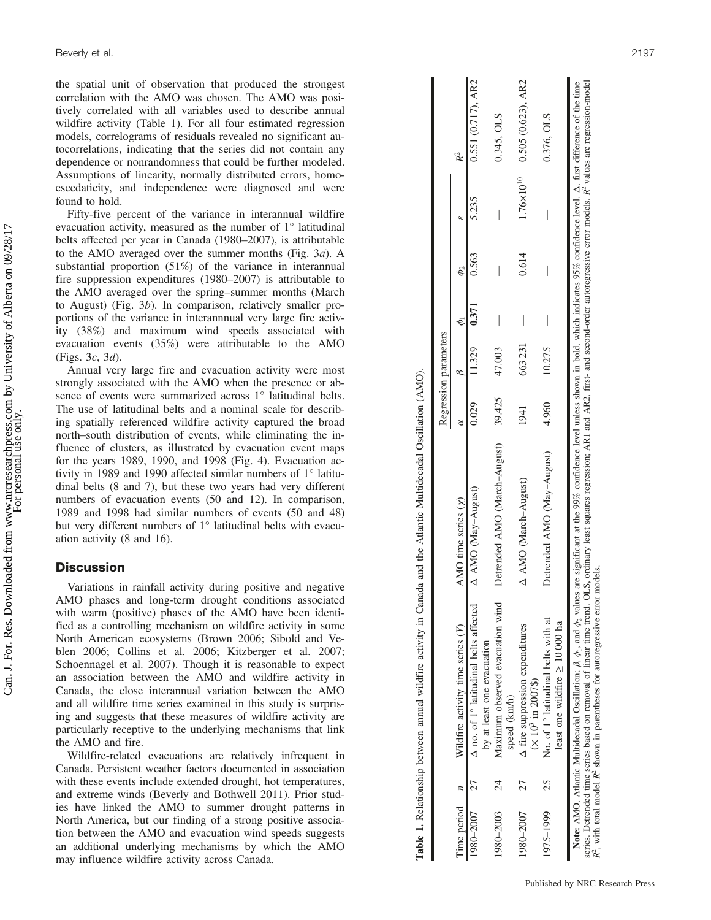the spatial unit of observation that produced the strongest correlation with the AMO was chosen. The AMO was positively correlated with all variables used to describe annual wildfire activity (Table 1). For all four estimated regression models, correlograms of residuals revealed no significant autocorrelations, indicating that the series did not contain any dependence or nonrandomness that could be further modeled. Assumptions of linearity, normally distributed errors, homoescedaticity, and independence were diagnosed and were found to hold.

Fifty-five percent of the variance in interannual wildfire evacuation activity, measured as the number of 1° latitudinal belts affected per year in Canada (1980–2007), is attributable to the AMO averaged over the summer months (Fig. 3*a*). A substantial proportion (51%) of the variance in interannual fire suppression expenditures (1980–2007) is attributable to the AMO averaged over the spring–summer months (March to August) (Fig. 3*b*). In comparison, relatively smaller proportions of the variance in interannnual very large fire activity (38%) and maximum wind speeds associated with evacuation events (35%) were attributable to the AMO (Figs. 3*c*, 3*d*).

Annual very large fire and evacuation activity were most strongly associated with the AMO when the presence or absence of events were summarized across 1° latitudinal belts. The use of latitudinal belts and a nominal scale for describing spatially referenced wildfire activity captured the broad north–south distribution of events, while eliminating the influence of clusters, as illustrated by evacuation event maps for the years 1989, 1990, and 1998 (Fig. 4). Evacuation activity in 1989 and 1990 affected similar numbers of 1° latitudinal belts (8 and 7), but these two years had very different numbers of evacuation events (50 and 12). In comparison, 1989 and 1998 had similar numbers of events (50 and 48) but very different numbers of 1° latitudinal belts with evacuation activity (8 and 16).

## Discussion

Variations in rainfall activity during positive and negative AMO phases and long-term drought conditions associated with warm (positive) phases of the AMO have been identified as a controlling mechanism on wildfire activity in some North American ecosystems (Brown 2006; Sibold and Veblen 2006; Collins et al. 2006; Kitzberger et al. 2007; Schoennagel et al. 2007). Though it is reasonable to expect an association between the AMO and wildfire activity in Canada, the close interannual variation between the AMO and all wildfire time series examined in this study is surprising and suggests that these measures of wildfire activity are particularly receptive to the underlying mechanisms that link the AMO and fire.

Wildfire-related evacuations are relatively infrequent in Canada. Persistent weather factors documented in association with these events include extended drought, hot temperatures, and extreme winds (Beverly and Bothwell 2011). Prior studies have linked the AMO to summer drought patterns in North America, but our finding of a strong positive association between the AMO and evacuation wind speeds suggests an additional underlying mechanisms by which the AMO may influence wildfire activity across Canada.

**Table 1.** Relationship between annual wildfire activity in Canada and the Atlantic Multidecadal Oscillation (AMO).

| Time period | $n$ | Wildfire activity time series ($Y$) | AMO time series ($\chi$) | Regression parameters $\alpha$ | $\beta$ | $\phi_1$ | $\phi_2$ | $\varepsilon$ | $R^2$ |
|---|---|---|---|---|---|---|---|---|---|
| 1980–2007 | 27 | Δ no. of 1° latitudinal belts affected by at least one evacuation | Δ AMO (May–August) | 0.029 | 11.329 | **0.371** | 0.563 | 5.235 | 0.551 (0.717), AR2 |
| 1980–2003 | 24 | Maximum observed evacuation wind speed (km/h) | Detrended AMO (March–August) | 39.425 | 47.003 | — | — | — | 0.345, OLS |
| 1980–2007 | 27 | Δ fire suppression expenditures ($\times 10^3$ in 2007$) | Δ AMO (March–August) | 1941 | 663 231 | — | 0.614 | $1.76\times10^{10}$ | 0.505 (0.623), AR2 |
| 1975–1999 | 25 | No. of 1° latitudinal belts with at least one wildfire ≥ 10 000 ha | Detrended AMO (May–August) | 4.960 | 10.275 | — | — | — | 0.376, OLS |

**Note:** AMO, Atlantic Multidecadal Oscillation; $\beta$, $\phi_1$, and $\phi_2$ values are significant at the 99% confidence level unless shown in bold, which indicates 95% confidence level. Δ, first difference of the time series. Detrended time series based on removal of linear time trend. OLS, ordinary least squares regression; AR1 and AR2, first- and second-order autoregressive error models. $R^2$ values are regression-model $R^2$, with total model $R^2$ shown in parentheses for autoregressive error models.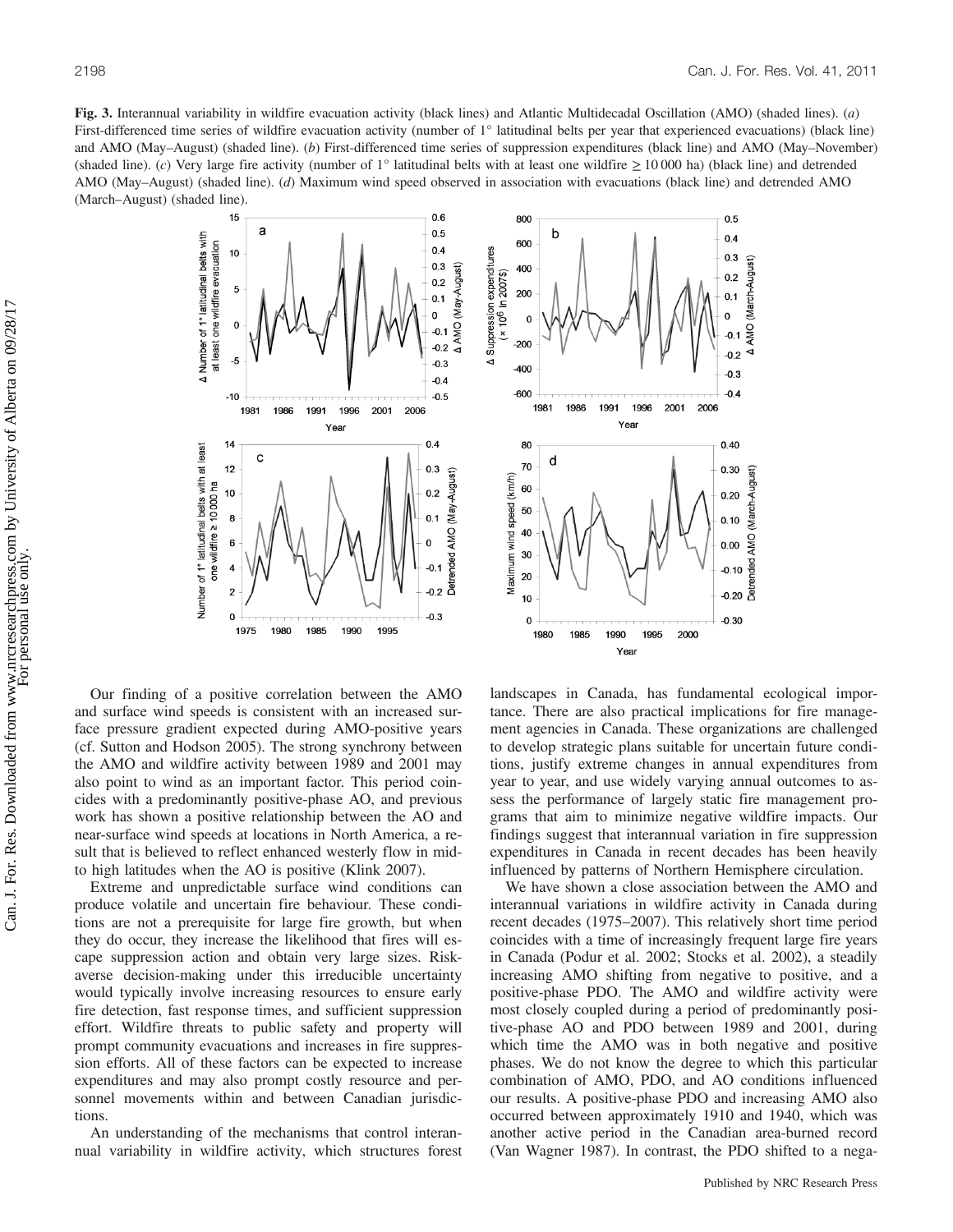**Fig. 3.** Interannual variability in wildfire evacuation activity (black lines) and Atlantic Multidecadal Oscillation (AMO) (shaded lines). (*a*) First-differenced time series of wildfire evacuation activity (number of 1° latitudinal belts per year that experienced evacuations) (black line) and AMO (May–August) (shaded line). (*b*) First-differenced time series of suppression expenditures (black line) and AMO (May–November) (shaded line). (*c*) Very large fire activity (number of 1° latitudinal belts with at least one wildfire ≥ 10 000 ha) (black line) and detrended AMO (May–August) (shaded line). (*d*) Maximum wind speed observed in association with evacuations (black line) and detrended AMO (March–August) (shaded line).

Our finding of a positive correlation between the AMO and surface wind speeds is consistent with an increased surface pressure gradient expected during AMO-positive years (cf. Sutton and Hodson 2005). The strong synchrony between the AMO and wildfire activity between 1989 and 2001 may also point to wind as an important factor. This period coincides with a predominantly positive-phase AO, and previous work has shown a positive relationship between the AO and near-surface wind speeds at locations in North America, a result that is believed to reflect enhanced westerly flow in mid- to high latitudes when the AO is positive (Klink 2007).

Extreme and unpredictable surface wind conditions can produce volatile and uncertain fire behaviour. These conditions are not a prerequisite for large fire growth, but when they do occur, they increase the likelihood that fires will escape suppression action and obtain very large sizes. Risk-averse decision-making under this irreducible uncertainty would typically involve increasing resources to ensure early fire detection, fast response times, and sufficient suppression effort. Wildfire threats to public safety and property will prompt community evacuations and increases in fire suppression efforts. All of these factors can be expected to increase expenditures and may also prompt costly resource and personnel movements within and between Canadian jurisdictions.

An understanding of the mechanisms that control interannual variability in wildfire activity, which structures forest landscapes in Canada, has fundamental ecological importance. There are also practical implications for fire management agencies in Canada. These organizations are challenged to develop strategic plans suitable for uncertain future conditions, justify extreme changes in annual expenditures from year to year, and use widely varying annual outcomes to assess the performance of largely static fire management programs that aim to minimize negative wildfire impacts. Our findings suggest that interannual variation in fire suppression expenditures in Canada in recent decades has been heavily influenced by patterns of Northern Hemisphere circulation.

We have shown a close association between the AMO and interannual variations in wildfire activity in Canada during recent decades (1975–2007). This relatively short time period coincides with a time of increasingly frequent large fire years in Canada (Podur et al. 2002; Stocks et al. 2002), a steadily increasing AMO shifting from negative to positive, and a positive-phase PDO. The AMO and wildfire activity were most closely coupled during a period of predominantly positive-phase AO and PDO between 1989 and 2001, during which time the AMO was in both negative and positive phases. We do not know the degree to which this particular combination of AMO, PDO, and AO conditions influenced our results. A positive-phase PDO and increasing AMO also occurred between approximately 1910 and 1940, which was another active period in the Canadian area-burned record (Van Wagner 1987). In contrast, the PDO shifted to a nega-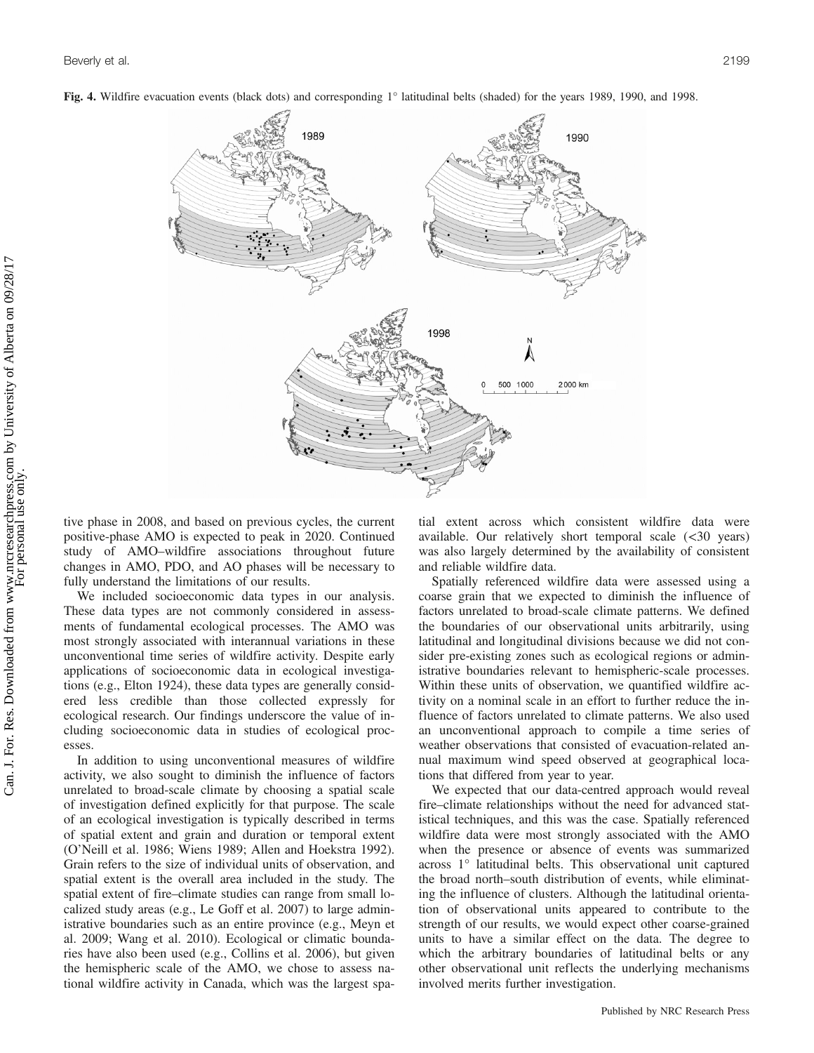**Fig. 4.** Wildfire evacuation events (black dots) and corresponding 1° latitudinal belts (shaded) for the years 1989, 1990, and 1998.

tive phase in 2008, and based on previous cycles, the current positive-phase AMO is expected to peak in 2020. Continued study of AMO–wildfire associations throughout future changes in AMO, PDO, and AO phases will be necessary to fully understand the limitations of our results.

We included socioeconomic data types in our analysis. These data types are not commonly considered in assessments of fundamental ecological processes. The AMO was most strongly associated with interannual variations in these unconventional time series of wildfire activity. Despite early applications of socioeconomic data in ecological investigations (e.g., Elton 1924), these data types are generally considered less credible than those collected expressly for ecological research. Our findings underscore the value of including socioeconomic data in studies of ecological processes.

In addition to using unconventional measures of wildfire activity, we also sought to diminish the influence of factors unrelated to broad-scale climate by choosing a spatial scale of investigation defined explicitly for that purpose. The scale of an ecological investigation is typically described in terms of spatial extent and grain and duration or temporal extent (O'Neill et al. 1986; Wiens 1989; Allen and Hoekstra 1992). Grain refers to the size of individual units of observation, and spatial extent is the overall area included in the study. The spatial extent of fire–climate studies can range from small localized study areas (e.g., Le Goff et al. 2007) to large administrative boundaries such as an entire province (e.g., Meyn et al. 2009; Wang et al. 2010). Ecological or climatic boundaries have also been used (e.g., Collins et al. 2006), but given the hemispheric scale of the AMO, we chose to assess national wildfire activity in Canada, which was the largest spatial extent across which consistent wildfire data were available. Our relatively short temporal scale (<30 years) was also largely determined by the availability of consistent and reliable wildfire data.

Spatially referenced wildfire data were assessed using a coarse grain that we expected to diminish the influence of factors unrelated to broad-scale climate patterns. We defined the boundaries of our observational units arbitrarily, using latitudinal and longitudinal divisions because we did not consider pre-existing zones such as ecological regions or administrative boundaries relevant to hemispheric-scale processes. Within these units of observation, we quantified wildfire activity on a nominal scale in an effort to further reduce the influence of factors unrelated to climate patterns. We also used an unconventional approach to compile a time series of weather observations that consisted of evacuation-related annual maximum wind speed observed at geographical locations that differed from year to year.

We expected that our data-centred approach would reveal fire–climate relationships without the need for advanced statistical techniques, and this was the case. Spatially referenced wildfire data were most strongly associated with the AMO when the presence or absence of events was summarized across 1° latitudinal belts. This observational unit captured the broad north–south distribution of events, while eliminating the influence of clusters. Although the latitudinal orientation of observational units appeared to contribute to the strength of our results, we would expect other coarse-grained units to have a similar effect on the data. The degree to which the arbitrary boundaries of latitudinal belts or any other observational unit reflects the underlying mechanisms involved merits further investigation.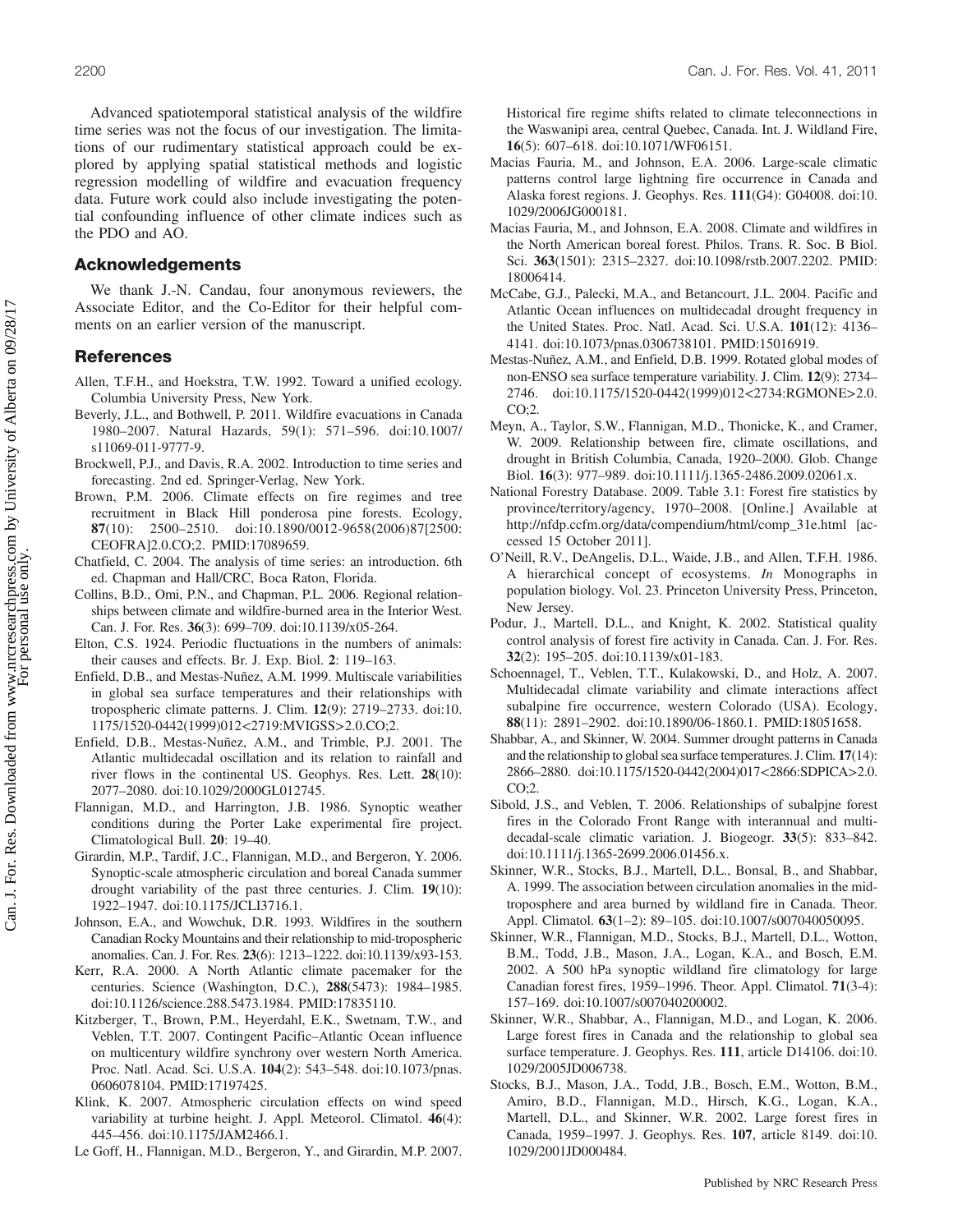Advanced spatiotemporal statistical analysis of the wildfire time series was not the focus of our investigation. The limitations of our rudimentary statistical approach could be explored by applying spatial statistical methods and logistic regression modelling of wildfire and evacuation frequency data. Future work could also include investigating the potential confounding influence of other climate indices such as the PDO and AO.

## Acknowledgements

We thank J.-N. Candau, four anonymous reviewers, the Associate Editor, and the Co-Editor for their helpful comments on an earlier version of the manuscript.

## References

Allen, T.F.H., and Hoekstra, T.W. 1992. Toward a unified ecology. Columbia University Press, New York.

Beverly, J.L., and Bothwell, P. 2011. Wildfire evacuations in Canada 1980–2007. Natural Hazards, 59(1): 571–596. doi:10.1007/s11069-011-9777-9.

Brockwell, P.J., and Davis, R.A. 2002. Introduction to time series and forecasting. 2nd ed. Springer-Verlag, New York.

Brown, P.M. 2006. Climate effects on fire regimes and tree recruitment in Black Hill ponderosa pine forests. Ecology, **87**(10): 2500–2510. doi:10.1890/0012-9658(2006)87[2500:CEOFRA]2.0.CO;2. PMID:17089659.

Chatfield, C. 2004. The analysis of time series: an introduction. 6th ed. Chapman and Hall/CRC, Boca Raton, Florida.

Collins, B.D., Omi, P.N., and Chapman, P.L. 2006. Regional relationships between climate and wildfire-burned area in the Interior West. Can. J. For. Res. **36**(3): 699–709. doi:10.1139/x05-264.

Elton, C.S. 1924. Periodic fluctuations in the numbers of animals: their causes and effects. Br. J. Exp. Biol. **2**: 119–163.

Enfield, D.B., and Mestas-Nuñez, A.M. 1999. Multiscale variabilities in global sea surface temperatures and their relationships with tropospheric climate patterns. J. Clim. **12**(9): 2719–2733. doi:10.1175/1520-0442(1999)012<2719:MVIGSS>2.0.CO;2.

Enfield, D.B., Mestas-Nuñez, A.M., and Trimble, P.J. 2001. The Atlantic multidecadal oscillation and its relation to rainfall and river flows in the continental US. Geophys. Res. Lett. **28**(10): 2077–2080. doi:10.1029/2000GL012745.

Flannigan, M.D., and Harrington, J.B. 1986. Synoptic weather conditions during the Porter Lake experimental fire project. Climatological Bull. **20**: 19–40.

Girardin, M.P., Tardif, J.C., Flannigan, M.D., and Bergeron, Y. 2006. Synoptic-scale atmospheric circulation and boreal Canada summer drought variability of the past three centuries. J. Clim. **19**(10): 1922–1947. doi:10.1175/JCLI3716.1.

Johnson, E.A., and Wowchuk, D.R. 1993. Wildfires in the southern Canadian Rocky Mountains and their relationship to mid-tropospheric anomalies. Can. J. For. Res. **23**(6): 1213–1222. doi:10.1139/x93-153.

Kerr, R.A. 2000. A North Atlantic climate pacemaker for the centuries. Science (Washington, D.C.), **288**(5473): 1984–1985. doi:10.1126/science.288.5473.1984. PMID:17835110.

Kitzberger, T., Brown, P.M., Heyerdahl, E.K., Swetnam, T.W., and Veblen, T.T. 2007. Contingent Pacific–Atlantic Ocean influence on multicentury wildfire synchrony over western North America. Proc. Natl. Acad. Sci. U.S.A. **104**(2): 543–548. doi:10.1073/pnas.0606078104. PMID:17197425.

Klink, K. 2007. Atmospheric circulation effects on wind speed variability at turbine height. J. Appl. Meteorol. Climatol. **46**(4): 445–456. doi:10.1175/JAM2466.1.

Le Goff, H., Flannigan, M.D., Bergeron, Y., and Girardin, M.P. 2007. Historical fire regime shifts related to climate teleconnections in the Waswanipi area, central Quebec, Canada. Int. J. Wildland Fire, **16**(5): 607–618. doi:10.1071/WF06151.

Macias Fauria, M., and Johnson, E.A. 2006. Large-scale climatic patterns control large lightning fire occurrence in Canada and Alaska forest regions. J. Geophys. Res. **111**(G4): G04008. doi:10.1029/2006JG000181.

Macias Fauria, M., and Johnson, E.A. 2008. Climate and wildfires in the North American boreal forest. Philos. Trans. R. Soc. B Biol. Sci. **363**(1501): 2315–2327. doi:10.1098/rstb.2007.2202. PMID:18006414.

McCabe, G.J., Palecki, M.A., and Betancourt, J.L. 2004. Pacific and Atlantic Ocean influences on multidecadal drought frequency in the United States. Proc. Natl. Acad. Sci. U.S.A. **101**(12): 4136–4141. doi:10.1073/pnas.0306738101. PMID:15016919.

Mestas-Nuñez, A.M., and Enfield, D.B. 1999. Rotated global modes of non-ENSO sea surface temperature variability. J. Clim. **12**(9): 2734–2746. doi:10.1175/1520-0442(1999)012<2734:RGMONE>2.0.CO;2.

Meyn, A., Taylor, S.W., Flannigan, M.D., Thonicke, K., and Cramer, W. 2009. Relationship between fire, climate oscillations, and drought in British Columbia, Canada, 1920–2000. Glob. Change Biol. **16**(3): 977–989. doi:10.1111/j.1365-2486.2009.02061.x.

National Forestry Database. 2009. Table 3.1: Forest fire statistics by province/territory/agency, 1970–2008. [Online.] Available at http://nfdp.ccfm.org/data/compendium/html/comp_31e.html [accessed 15 October 2011].

O'Neill, R.V., DeAngelis, D.L., Waide, J.B., and Allen, T.F.H. 1986. A hierarchical concept of ecosystems. *In* Monographs in population biology. Vol. 23. Princeton University Press, Princeton, New Jersey.

Podur, J., Martell, D.L., and Knight, K. 2002. Statistical quality control analysis of forest fire activity in Canada. Can. J. For. Res. **32**(2): 195–205. doi:10.1139/x01-183.

Schoennagel, T., Veblen, T.T., Kulakowski, D., and Holz, A. 2007. Multidecadal climate variability and climate interactions affect subalpine fire occurrence, western Colorado (USA). Ecology, **88**(11): 2891–2902. doi:10.1890/06-1860.1. PMID:18051658.

Shabbar, A., and Skinner, W. 2004. Summer drought patterns in Canada and the relationship to global sea surface temperatures. J. Clim. **17**(14): 2866–2880. doi:10.1175/1520-0442(2004)017<2866:SDPICA>2.0.CO;2.

Sibold, J.S., and Veblen, T. 2006. Relationships of subalpjne forest fires in the Colorado Front Range with interannual and multidecadal-scale climatic variation. J. Biogeogr. **33**(5): 833–842. doi:10.1111/j.1365-2699.2006.01456.x.

Skinner, W.R., Stocks, B.J., Martell, D.L., Bonsal, B., and Shabbar, A. 1999. The association between circulation anomalies in the mid-troposphere and area burned by wildland fire in Canada. Theor. Appl. Climatol. **63**(1–2): 89–105. doi:10.1007/s007040050095.

Skinner, W.R., Flannigan, M.D., Stocks, B.J., Martell, D.L., Wotton, B.M., Todd, J.B., Mason, J.A., Logan, K.A., and Bosch, E.M. 2002. A 500 hPa synoptic wildland fire climatology for large Canadian forest fires, 1959–1996. Theor. Appl. Climatol. **71**(3-4): 157–169. doi:10.1007/s007040200002.

Skinner, W.R., Shabbar, A., Flannigan, M.D., and Logan, K. 2006. Large forest fires in Canada and the relationship to global sea surface temperature. J. Geophys. Res. **111**, article D14106. doi:10.1029/2005JD006738.

Stocks, B.J., Mason, J.A., Todd, J.B., Bosch, E.M., Wotton, B.M., Amiro, B.D., Flannigan, M.D., Hirsch, K.G., Logan, K.A., Martell, D.L., and Skinner, W.R. 2002. Large forest fires in Canada, 1959–1997. J. Geophys. Res. **107**, article 8149. doi:10.1029/2001JD000484.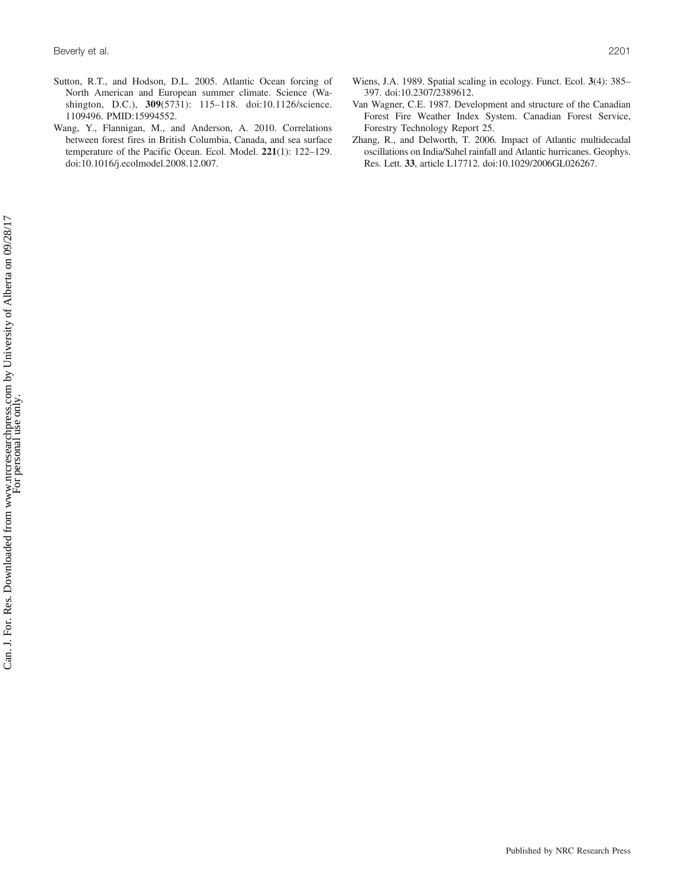Sutton, R.T., and Hodson, D.L. 2005. Atlantic Ocean forcing of North American and European summer climate. Science (Washington, D.C.), **309**(5731): 115–118. doi:10.1126/science.1109496. PMID:15994552.

Wang, Y., Flannigan, M., and Anderson, A. 2010. Correlations between forest fires in British Columbia, Canada, and sea surface temperature of the Pacific Ocean. Ecol. Model. **221**(1): 122–129. doi:10.1016/j.ecolmodel.2008.12.007.

Wiens, J.A. 1989. Spatial scaling in ecology. Funct. Ecol. **3**(4): 385–397. doi:10.2307/2389612.

Van Wagner, C.E. 1987. Development and structure of the Canadian Forest Fire Weather Index System. Canadian Forest Service, Forestry Technology Report 25.

Zhang, R., and Delworth, T. 2006. Impact of Atlantic multidecadal oscillations on India/Sahel rainfall and Atlantic hurricanes. Geophys. Res. Lett. **33**, article L17712. doi:10.1029/2006GL026267.